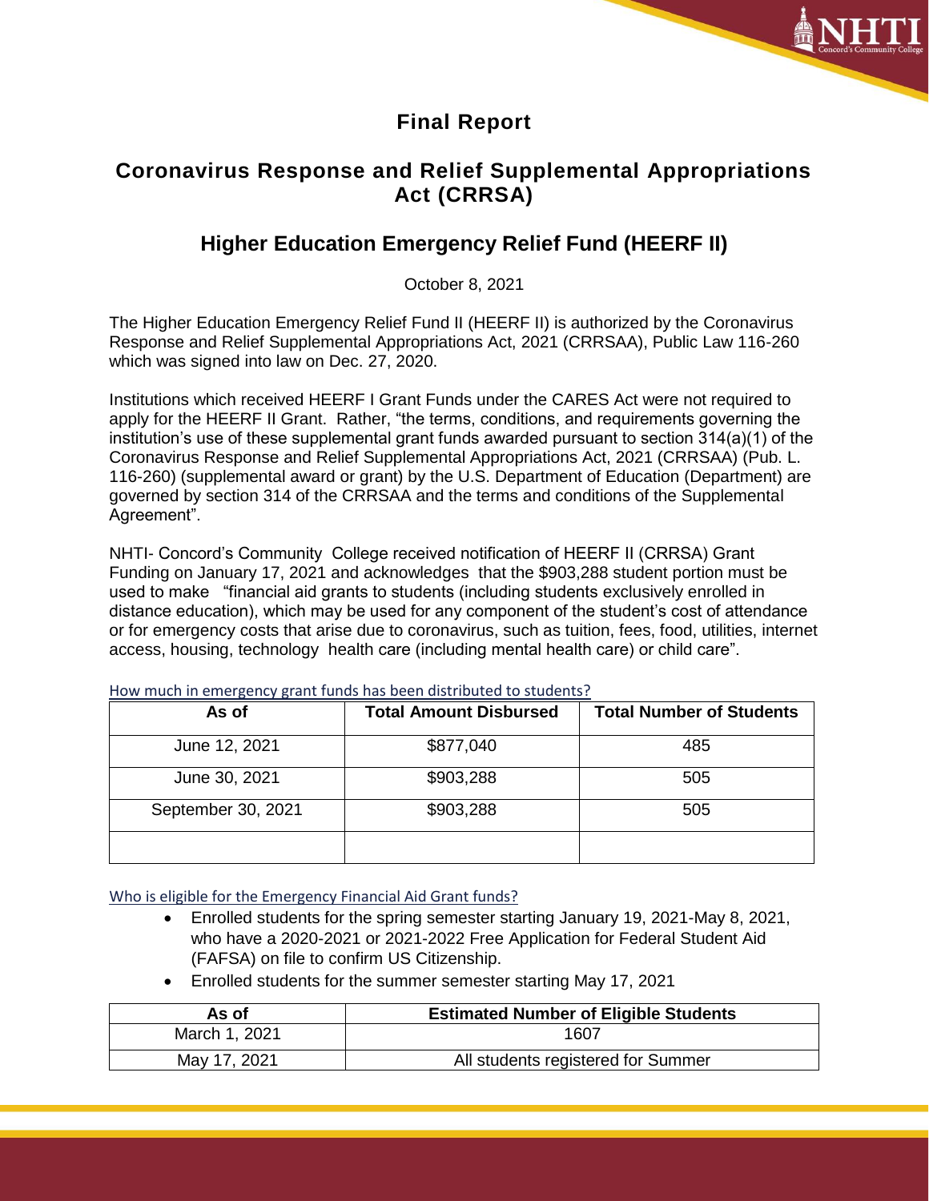# Final Report

## Coronavirus Response and Relief Supplemental Appropriations Act (CRRSA)

## Higher Education Emergency Relief Fund (HEERF II)

October 8, 2021

The Higher Education Emergency Relief Fund II (HEERF II) is authorized by the Coronavirus Response and Relief Supplemental Appropriations Act, 2021 (CRRSAA), Public Law 116-260 which was signed into law on Dec. 27, 2020.

Institutions which received HEERF I Grant Funds under the CARES Act were not required to apply for the HEERF II Grant. Rather, "the terms, conditions, and requirements governing the institution's use of these supplemental grant funds awarded pursuant to section 314(a)(1) of the Coronavirus Response and Relief Supplemental Appropriations Act, 2021 (CRRSAA) (Pub. L. 116-260) (supplemental award or grant) by the U.S. Department of Education (Department) are governed by section 314 of the CRRSAA and the terms and conditions of the Supplemental Agreement".

NHTI- Concord's Community College received notification of HEERF II (CRRSA) Grant Funding on January 17, 2021 and acknowledges that the $903,288 student portion must be used to make "financial aid grants to students (including students exclusively enrolled in distance education), which may be used for any component of the student's cost of attendance or for emergency costs that arise due to coronavirus, such as tuition, fees, food, utilities, internet access, housing, technology health care (including mental health care) or child care".

How much in emergency grant funds has been distributed to students?

| As of | Total Amount Disbursed | Total Number of Students |
|---|---|---|
| June 12, 2021 | $877,040 | 485 |
| June 30, 2021 | $903,288 | 505 |
| September 30, 2021 | $903,288 | 505 |
| | | |

Who is eligible for the Emergency Financial Aid Grant funds?

- Enrolled students for the spring semester starting January 19, 2021-May 8, 2021, who have a 2020-2021 or 2021-2022 Free Application for Federal Student Aid (FAFSA) on file to confirm US Citizenship.
- Enrolled students for the summer semester starting May 17, 2021

| As of | Estimated Number of Eligible Students |
|---|---|
| March 1, 2021 | 1607 |
| May 17, 2021 | All students registered for Summer |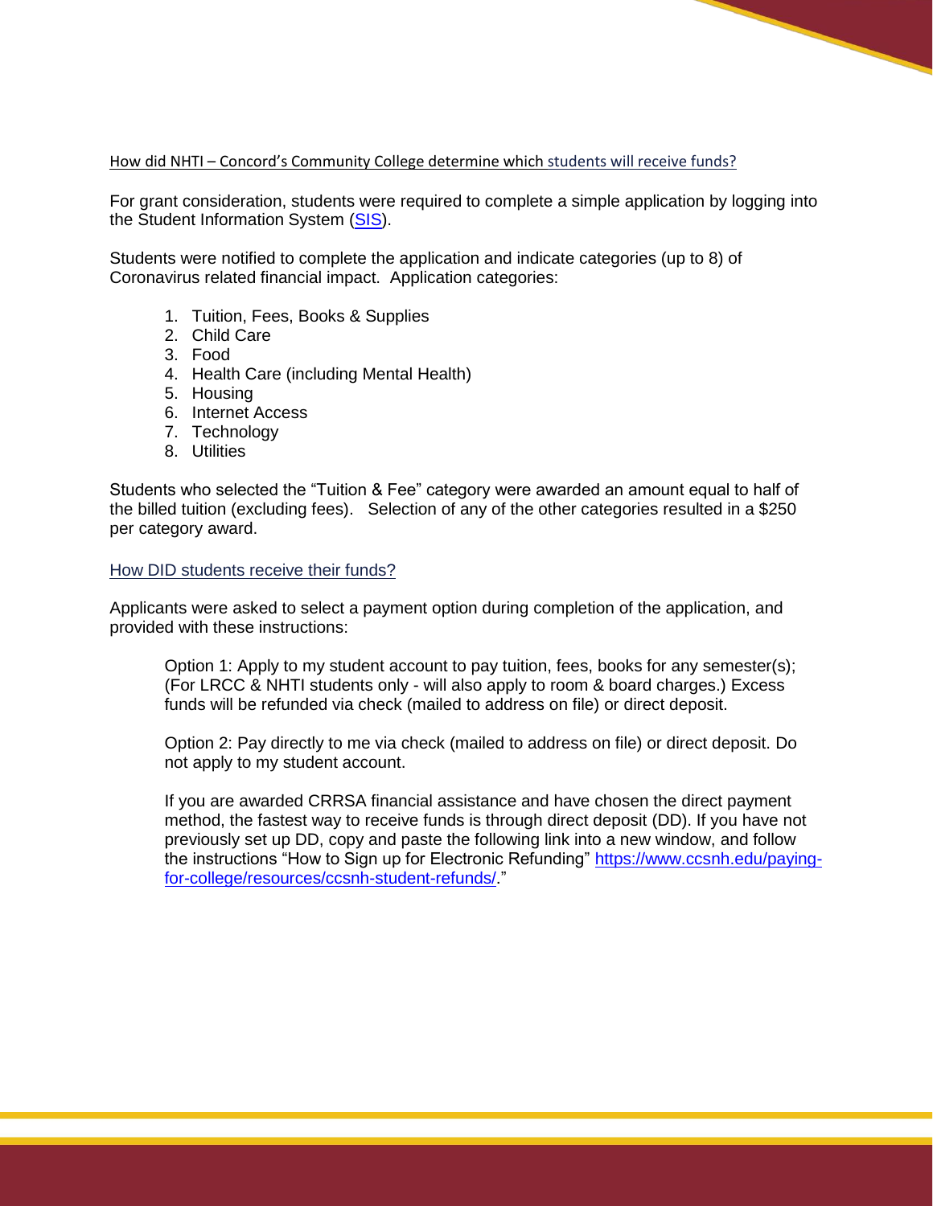## How did NHTI – Concord's Community College determine which students will receive funds?

For grant consideration, students were required to complete a simple application by logging into the Student Information System (SIS).

Students were notified to complete the application and indicate categories (up to 8) of Coronavirus related financial impact. Application categories:

1. Tuition, Fees, Books & Supplies
2. Child Care
3. Food
4. Health Care (including Mental Health)
5. Housing
6. Internet Access
7. Technology
8. Utilities

Students who selected the "Tuition & Fee" category were awarded an amount equal to half of the billed tuition (excluding fees). Selection of any of the other categories resulted in a $250 per category award.

## How DID students receive their funds?

Applicants were asked to select a payment option during completion of the application, and provided with these instructions:

> Option 1: Apply to my student account to pay tuition, fees, books for any semester(s); (For LRCC & NHTI students only - will also apply to room & board charges.) Excess funds will be refunded via check (mailed to address on file) or direct deposit.
>
> Option 2: Pay directly to me via check (mailed to address on file) or direct deposit. Do not apply to my student account.
>
> If you are awarded CRRSA financial assistance and have chosen the direct payment method, the fastest way to receive funds is through direct deposit (DD). If you have not previously set up DD, copy and paste the following link into a new window, and follow the instructions "How to Sign up for Electronic Refunding" https://www.ccsnh.edu/paying-for-college/resources/ccsnh-student-refunds/."